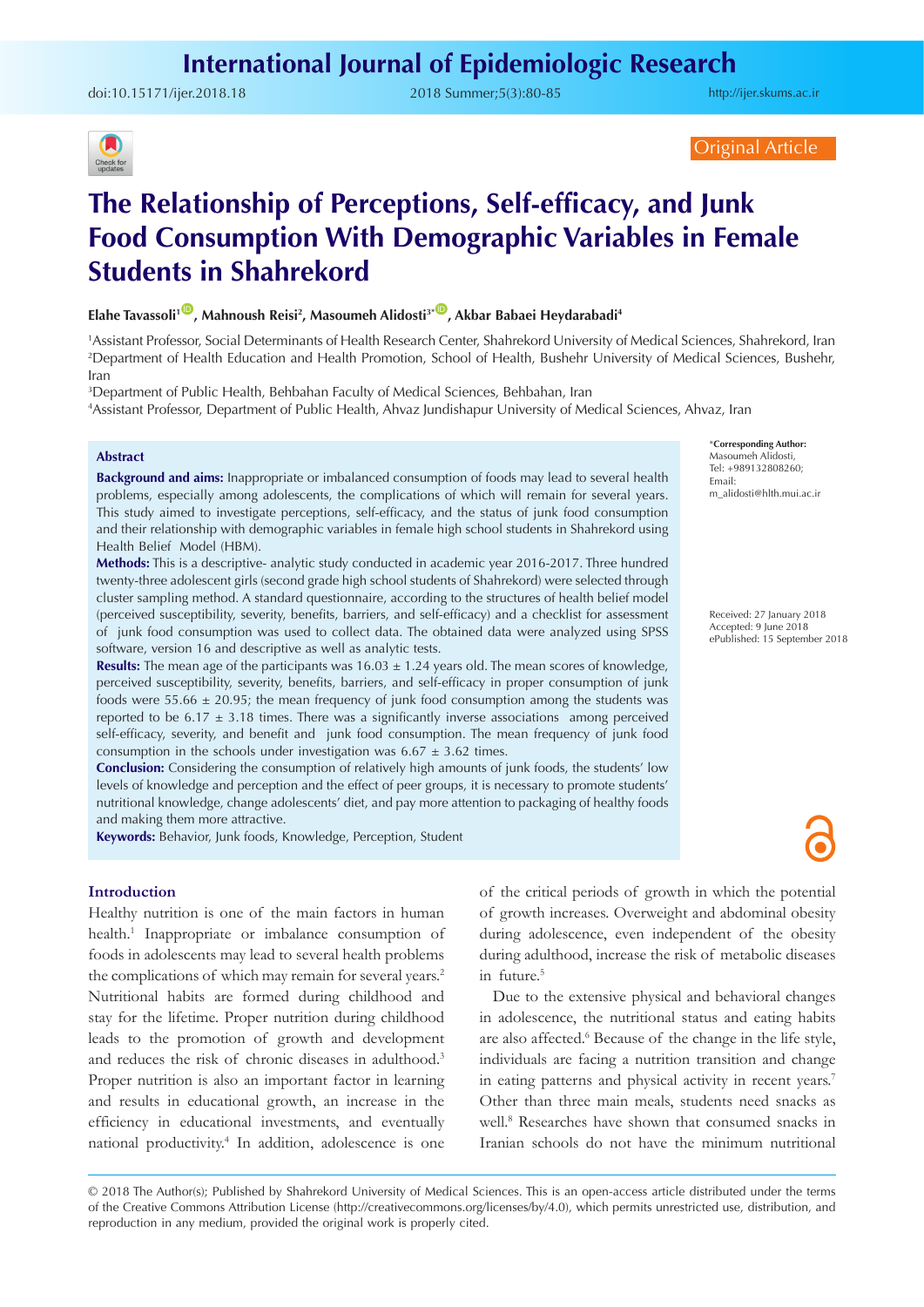Original Article

# The Relationship of Perceptions, Self-efficacy, and Junk Food Consumption With Demographic Variables in Female Students in Shahrekord

**Elahe Tavassoli[1], Mahnoush Reisi[2], Masoumeh Alidosti[3*], Akbar Babaei Heydarabadi[4]**

[1]Assistant Professor, Social Determinants of Health Research Center, Shahrekord University of Medical Sciences, Shahrekord, Iran
[2]Department of Health Education and Health Promotion, School of Health, Bushehr University of Medical Sciences, Bushehr, Iran
[3]Department of Public Health, Behbahan Faculty of Medical Sciences, Behbahan, Iran
[4]Assistant Professor, Department of Public Health, Ahvaz Jundishapur University of Medical Sciences, Ahvaz, Iran

*Corresponding Author: Masoumeh Alidosti, Tel: +989132808260; Email: m_alidosti@hlth.mui.ac.ir

Received: 27 January 2018
Accepted: 9 June 2018
ePublished: 15 September 2018

## Abstract

**Background and aims:** Inappropriate or imbalanced consumption of foods may lead to several health problems, especially among adolescents, the complications of which will remain for several years. This study aimed to investigate perceptions, self-efficacy, and the status of junk food consumption and their relationship with demographic variables in female high school students in Shahrekord using Health Belief Model (HBM).

**Methods:** This is a descriptive- analytic study conducted in academic year 2016-2017. Three hundred twenty-three adolescent girls (second grade high school students of Shahrekord) were selected through cluster sampling method. A standard questionnaire, according to the structures of health belief model (perceived susceptibility, severity, benefits, barriers, and self-efficacy) and a checklist for assessment of junk food consumption was used to collect data. The obtained data were analyzed using SPSS software, version 16 and descriptive as well as analytic tests.

**Results:** The mean age of the participants was 16.03 ± 1.24 years old. The mean scores of knowledge, perceived susceptibility, severity, benefits, barriers, and self-efficacy in proper consumption of junk foods were 55.66 ± 20.95; the mean frequency of junk food consumption among the students was reported to be 6.17 ± 3.18 times. There was a significantly inverse associations among perceived self-efficacy, severity, and benefit and junk food consumption. The mean frequency of junk food consumption in the schools under investigation was 6.67 ± 3.62 times.

**Conclusion:** Considering the consumption of relatively high amounts of junk foods, the students' low levels of knowledge and perception and the effect of peer groups, it is necessary to promote students' nutritional knowledge, change adolescents' diet, and pay more attention to packaging of healthy foods and making them more attractive.

**Keywords:** Behavior, Junk foods, Knowledge, Perception, Student

## Introduction

Healthy nutrition is one of the main factors in human health.[1] Inappropriate or imbalance consumption of foods in adolescents may lead to several health problems the complications of which may remain for several years.[2] Nutritional habits are formed during childhood and stay for the lifetime. Proper nutrition during childhood leads to the promotion of growth and development and reduces the risk of chronic diseases in adulthood.[3] Proper nutrition is also an important factor in learning and results in educational growth, an increase in the efficiency in educational investments, and eventually national productivity.[4] In addition, adolescence is one of the critical periods of growth in which the potential of growth increases. Overweight and abdominal obesity during adolescence, even independent of the obesity during adulthood, increase the risk of metabolic diseases in future.[5]

Due to the extensive physical and behavioral changes in adolescence, the nutritional status and eating habits are also affected.[6] Because of the change in the life style, individuals are facing a nutrition transition and change in eating patterns and physical activity in recent years.[7] Other than three main meals, students need snacks as well.[8] Researches have shown that consumed snacks in Iranian schools do not have the minimum nutritional

© 2018 The Author(s); Published by Shahrekord University of Medical Sciences. This is an open-access article distributed under the terms of the Creative Commons Attribution License (http://creativecommons.org/licenses/by/4.0), which permits unrestricted use, distribution, and reproduction in any medium, provided the original work is properly cited.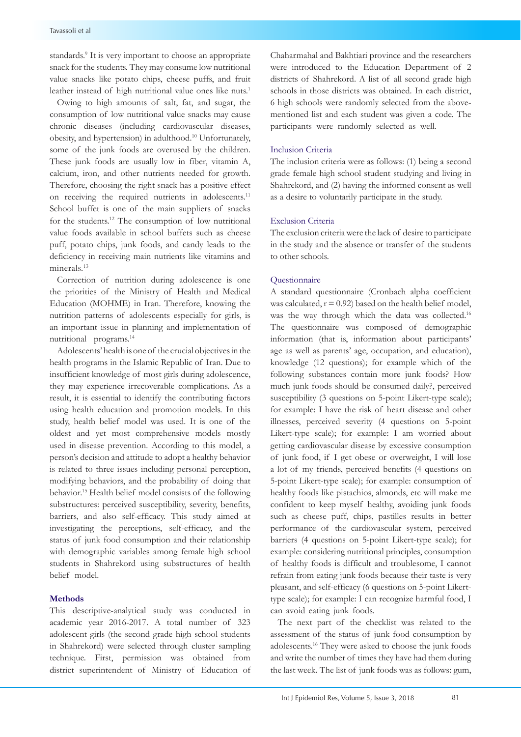standards.[9] It is very important to choose an appropriate snack for the students. They may consume low nutritional value snacks like potato chips, cheese puffs, and fruit leather instead of high nutritional value ones like nuts.[1]

Owing to high amounts of salt, fat, and sugar, the consumption of low nutritional value snacks may cause chronic diseases (including cardiovascular diseases, obesity, and hypertension) in adulthood.[10] Unfortunately, some of the junk foods are overused by the children. These junk foods are usually low in fiber, vitamin A, calcium, iron, and other nutrients needed for growth. Therefore, choosing the right snack has a positive effect on receiving the required nutrients in adolescents.[11] School buffet is one of the main suppliers of snacks for the students.[12] The consumption of low nutritional value foods available in school buffets such as cheese puff, potato chips, junk foods, and candy leads to the deficiency in receiving main nutrients like vitamins and minerals.[13]

Correction of nutrition during adolescence is one the priorities of the Ministry of Health and Medical Education (MOHME) in Iran. Therefore, knowing the nutrition patterns of adolescents especially for girls, is an important issue in planning and implementation of nutritional programs.[14]

Adolescents' health is one of the crucial objectives in the health programs in the Islamic Republic of Iran. Due to insufficient knowledge of most girls during adolescence, they may experience irrecoverable complications. As a result, it is essential to identify the contributing factors using health education and promotion models. In this study, health belief model was used. It is one of the oldest and yet most comprehensive models mostly used in disease prevention. According to this model, a person's decision and attitude to adopt a healthy behavior is related to three issues including personal perception, modifying behaviors, and the probability of doing that behavior.[15] Health belief model consists of the following substructures: perceived susceptibility, severity, benefits, barriers, and also self-efficacy. This study aimed at investigating the perceptions, self-efficacy, and the status of junk food consumption and their relationship with demographic variables among female high school students in Shahrekord using substructures of health belief model.

## Methods

This descriptive-analytical study was conducted in academic year 2016-2017. A total number of 323 adolescent girls (the second grade high school students in Shahrekord) were selected through cluster sampling technique. First, permission was obtained from district superintendent of Ministry of Education of Chaharmahal and Bakhtiari province and the researchers were introduced to the Education Department of 2 districts of Shahrekord. A list of all second grade high schools in those districts was obtained. In each district, 6 high schools were randomly selected from the above-mentioned list and each student was given a code. The participants were randomly selected as well.

### Inclusion Criteria

The inclusion criteria were as follows: (1) being a second grade female high school student studying and living in Shahrekord, and (2) having the informed consent as well as a desire to voluntarily participate in the study.

### Exclusion Criteria

The exclusion criteria were the lack of desire to participate in the study and the absence or transfer of the students to other schools.

### Questionnaire

A standard questionnaire (Cronbach alpha coefficient was calculated, $r = 0.92$) based on the health belief model, was the way through which the data was collected.[16] The questionnaire was composed of demographic information (that is, information about participants' age as well as parents' age, occupation, and education), knowledge (12 questions); for example which of the following substances contain more junk foods? How much junk foods should be consumed daily?, perceived susceptibility (3 questions on 5-point Likert-type scale); for example: I have the risk of heart disease and other illnesses, perceived severity (4 questions on 5-point Likert-type scale); for example: I am worried about getting cardiovascular disease by excessive consumption of junk food, if I get obese or overweight, I will lose a lot of my friends, perceived benefits (4 questions on 5-point Likert-type scale); for example: consumption of healthy foods like pistachios, almonds, etc will make me confident to keep myself healthy, avoiding junk foods such as cheese puff, chips, pastilles results in better performance of the cardiovascular system, perceived barriers (4 questions on 5-point Likert-type scale); for example: considering nutritional principles, consumption of healthy foods is difficult and troublesome, I cannot refrain from eating junk foods because their taste is very pleasant, and self-efficacy (6 questions on 5-point Likert-type scale); for example: I can recognize harmful food, I can avoid eating junk foods.

The next part of the checklist was related to the assessment of the status of junk food consumption by adolescents.[16] They were asked to choose the junk foods and write the number of times they have had them during the last week. The list of junk foods was as follows: gum,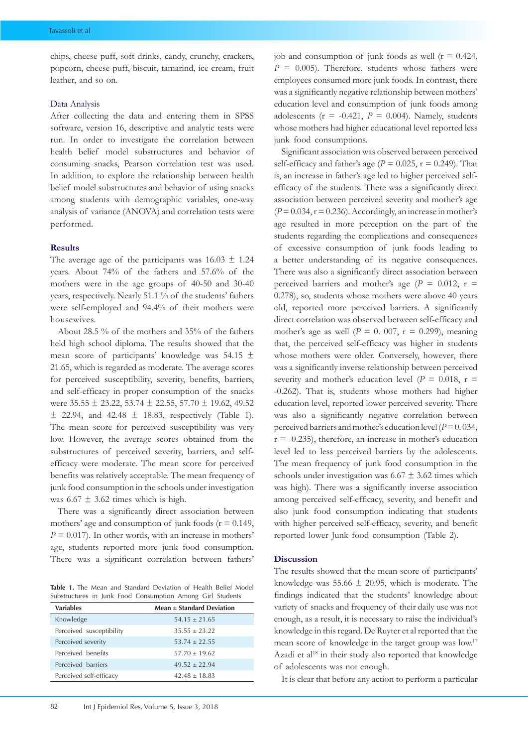chips, cheese puff, soft drinks, candy, crunchy, crackers, popcorn, cheese puff, biscuit, tamarind, ice cream, fruit leather, and so on.

### Data Analysis

After collecting the data and entering them in SPSS software, version 16, descriptive and analytic tests were run. In order to investigate the correlation between health belief model substructures and behavior of consuming snacks, Pearson correlation test was used. In addition, to explore the relationship between health belief model substructures and behavior of using snacks among students with demographic variables, one-way analysis of variance (ANOVA) and correlation tests were performed.

## Results

The average age of the participants was 16.03 ± 1.24 years. About 74% of the fathers and 57.6% of the mothers were in the age groups of 40-50 and 30-40 years, respectively. Nearly 51.1 % of the students' fathers were self-employed and 94.4% of their mothers were housewives.

About 28.5 % of the mothers and 35% of the fathers held high school diploma. The results showed that the mean score of participants' knowledge was 54.15 ± 21.65, which is regarded as moderate. The average scores for perceived susceptibility, severity, benefits, barriers, and self-efficacy in proper consumption of the snacks were 35.55 ± 23.22, 53.74 ± 22.55, 57.70 ± 19.62, 49.52 ± 22.94, and 42.48 ± 18.83, respectively (Table 1). The mean score for perceived susceptibility was very low. However, the average scores obtained from the substructures of perceived severity, barriers, and self-efficacy were moderate. The mean score for perceived benefits was relatively acceptable. The mean frequency of junk food consumption in the schools under investigation was 6.67 ± 3.62 times which is high.

There was a significantly direct association between mothers' age and consumption of junk foods (r = 0.149, *P* = 0.017). In other words, with an increase in mothers' age, students reported more junk food consumption. There was a significant correlation between fathers' job and consumption of junk foods as well (r = 0.424, *P* = 0.005). Therefore, students whose fathers were employees consumed more junk foods. In contrast, there was a significantly negative relationship between mothers' education level and consumption of junk foods among adolescents (r = -0.421, *P* = 0.004). Namely, students whose mothers had higher educational level reported less junk food consumptions.

Significant association was observed between perceived self-efficacy and father's age (*P* = 0.025, r = 0.249). That is, an increase in father's age led to higher perceived self-efficacy of the students. There was a significantly direct association between perceived severity and mother's age (*P* = 0.034, r = 0.236). Accordingly, an increase in mother's age resulted in more perception on the part of the students regarding the complications and consequences of excessive consumption of junk foods leading to a better understanding of its negative consequences. There was also a significantly direct association between perceived barriers and mother's age (*P* = 0.012, r = 0.278), so, students whose mothers were above 40 years old, reported more perceived barriers. A significantly direct correlation was observed between self-efficacy and mother's age as well (*P* = 0. 007, r = 0.299), meaning that, the perceived self-efficacy was higher in students whose mothers were older. Conversely, however, there was a significantly inverse relationship between perceived severity and mother's education level (*P* = 0.018, r = -0.262). That is, students whose mothers had higher education level, reported lower perceived severity. There was also a significantly negative correlation between perceived barriers and mother's education level (*P* = 0. 034, r = -0.235), therefore, an increase in mother's education level led to less perceived barriers by the adolescents. The mean frequency of junk food consumption in the schools under investigation was 6.67 ± 3.62 times which was high). There was a significantly inverse association among perceived self-efficacy, severity, and benefit and also junk food consumption indicating that students with higher perceived self-efficacy, severity, and benefit reported lower Junk food consumption (Table 2).

**Table 1.** The Mean and Standard Deviation of Health Belief Model Substructures in Junk Food Consumption Among Girl Students

| Variables | Mean ± Standard Deviation |
|---|---|
| Knowledge | 54.15 ± 21.65 |
| Perceived susceptibility | 35.55 ± 23.22 |
| Perceived severity | 53.74 ± 22.55 |
| Perceived benefits | 57.70 ± 19.62 |
| Perceived barriers | 49.52 ± 22.94 |
| Perceived self-efficacy | 42.48 ± 18.83 |

## Discussion

The results showed that the mean score of participants' knowledge was 55.66 ± 20.95, which is moderate. The findings indicated that the students' knowledge about variety of snacks and frequency of their daily use was not enough, as a result, it is necessary to raise the individual's knowledge in this regard. De Ruyter et al reported that the mean score of knowledge in the target group was low.[17] Azadi et al[18] in their study also reported that knowledge of adolescents was not enough.

It is clear that before any action to perform a particular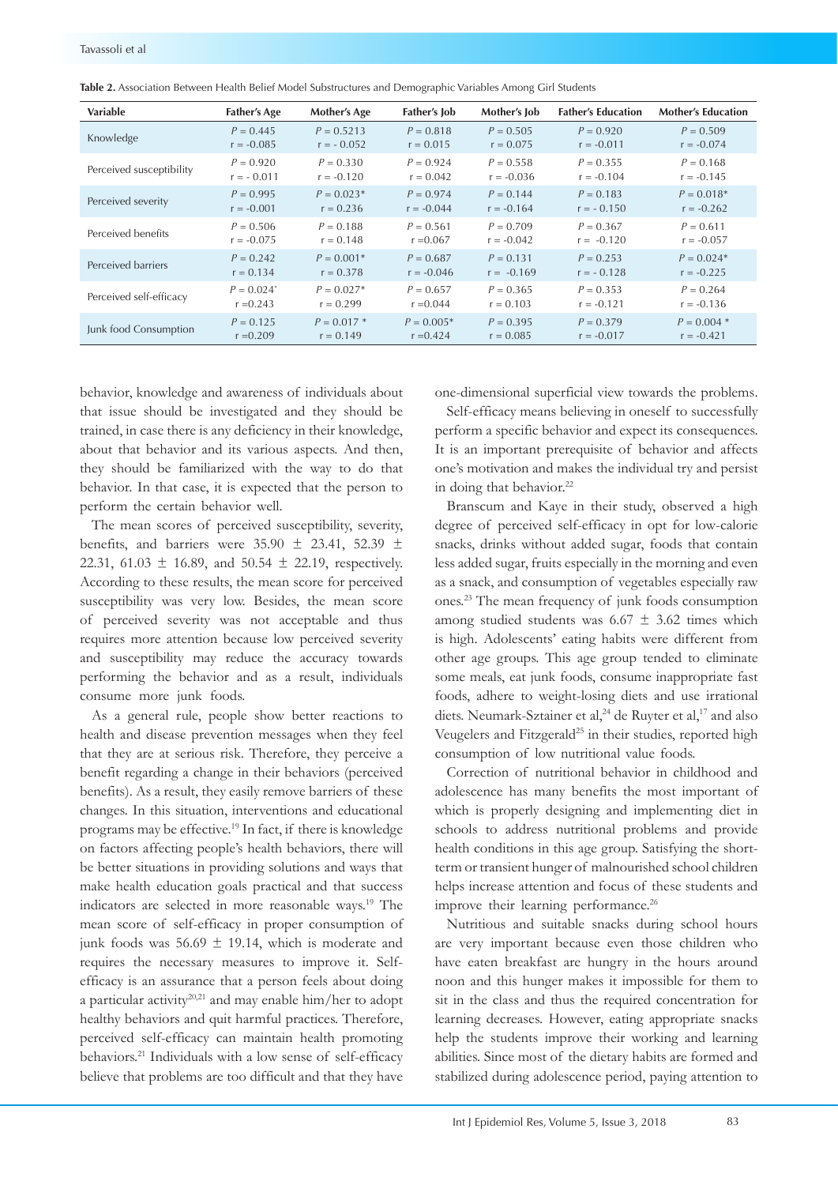**Table 2.** Association Between Health Belief Model Substructures and Demographic Variables Among Girl Students

| Variable | Father's Age | Mother's Age | Father's Job | Mother's Job | Father's Education | Mother's Education |
|---|---|---|---|---|---|---|
| Knowledge | *P* = 0.445<br>r = -0.085 | *P* = 0.5213<br>r = - 0.052 | *P* = 0.818<br>r = 0.015 | *P* = 0.505<br>r = 0.075 | *P* = 0.920<br>r = -0.011 | *P* = 0.509<br>r = -0.074 |
| Perceived susceptibility | *P* = 0.920<br>r = - 0.011 | *P* = 0.330<br>r = -0.120 | *P* = 0.924<br>r = 0.042 | *P* = 0.558<br>r = -0.036 | *P* = 0.355<br>r = -0.104 | *P* = 0.168<br>r = -0.145 |
| Perceived severity | *P* = 0.995<br>r = -0.001 | *P* = 0.023*<br>r = 0.236 | *P* = 0.974<br>r = -0.044 | *P* = 0.144<br>r = -0.164 | *P* = 0.183<br>r = - 0.150 | *P* = 0.018*<br>r = -0.262 |
| Perceived benefits | *P* = 0.506<br>r = -0.075 | *P* = 0.188<br>r = 0.148 | *P* = 0.561<br>r =0.067 | *P* = 0.709<br>r = -0.042 | *P* = 0.367<br>r = -0.120 | *P* = 0.611<br>r = -0.057 |
| Perceived barriers | *P* = 0.242<br>r = 0.134 | *P* = 0.001*<br>r = 0.378 | *P* = 0.687<br>r = -0.046 | *P* = 0.131<br>r = -0.169 | *P* = 0.253<br>r = - 0.128 | *P* = 0.024*<br>r = -0.225 |
| Perceived self-efficacy | *P* = 0.024*<br>r =0.243 | *P* = 0.027*<br>r = 0.299 | *P* = 0.657<br>r =0.044 | *P* = 0.365<br>r = 0.103 | *P* = 0.353<br>r = -0.121 | *P* = 0.264<br>r = -0.136 |
| Junk food Consumption | *P* = 0.125<br>r =0.209 | *P* = 0.017 *<br>r = 0.149 | *P* = 0.005*<br>r =0.424 | *P* = 0.395<br>r = 0.085 | *P* = 0.379<br>r = -0.017 | *P* = 0.004 *<br>r = -0.421 |

behavior, knowledge and awareness of individuals about that issue should be investigated and they should be trained, in case there is any deficiency in their knowledge, about that behavior and its various aspects. And then, they should be familiarized with the way to do that behavior. In that case, it is expected that the person to perform the certain behavior well.

The mean scores of perceived susceptibility, severity, benefits, and barriers were 35.90 ± 23.41, 52.39 ± 22.31, 61.03 ± 16.89, and 50.54 ± 22.19, respectively. According to these results, the mean score for perceived susceptibility was very low. Besides, the mean score of perceived severity was not acceptable and thus requires more attention because low perceived severity and susceptibility may reduce the accuracy towards performing the behavior and as a result, individuals consume more junk foods.

As a general rule, people show better reactions to health and disease prevention messages when they feel that they are at serious risk. Therefore, they perceive a benefit regarding a change in their behaviors (perceived benefits). As a result, they easily remove barriers of these changes. In this situation, interventions and educational programs may be effective.[19] In fact, if there is knowledge on factors affecting people's health behaviors, there will be better situations in providing solutions and ways that make health education goals practical and that success indicators are selected in more reasonable ways.[19] The mean score of self-efficacy in proper consumption of junk foods was 56.69 ± 19.14, which is moderate and requires the necessary measures to improve it. Self-efficacy is an assurance that a person feels about doing a particular activity[20,21] and may enable him/her to adopt healthy behaviors and quit harmful practices. Therefore, perceived self-efficacy can maintain health promoting behaviors.[21] Individuals with a low sense of self-efficacy believe that problems are too difficult and that they have one-dimensional superficial view towards the problems.

Self-efficacy means believing in oneself to successfully perform a specific behavior and expect its consequences. It is an important prerequisite of behavior and affects one's motivation and makes the individual try and persist in doing that behavior.[22]

Branscum and Kaye in their study, observed a high degree of perceived self-efficacy in opt for low-calorie snacks, drinks without added sugar, foods that contain less added sugar, fruits especially in the morning and even as a snack, and consumption of vegetables especially raw ones.[23] The mean frequency of junk foods consumption among studied students was 6.67 ± 3.62 times which is high. Adolescents' eating habits were different from other age groups. This age group tended to eliminate some meals, eat junk foods, consume inappropriate fast foods, adhere to weight-losing diets and use irrational diets. Neumark-Sztainer et al,[24] de Ruyter et al,[17] and also Veugelers and Fitzgerald[25] in their studies, reported high consumption of low nutritional value foods.

Correction of nutritional behavior in childhood and adolescence has many benefits the most important of which is properly designing and implementing diet in schools to address nutritional problems and provide health conditions in this age group. Satisfying the short-term or transient hunger of malnourished school children helps increase attention and focus of these students and improve their learning performance.[26]

Nutritious and suitable snacks during school hours are very important because even those children who have eaten breakfast are hungry in the hours around noon and this hunger makes it impossible for them to sit in the class and thus the required concentration for learning decreases. However, eating appropriate snacks help the students improve their working and learning abilities. Since most of the dietary habits are formed and stabilized during adolescence period, paying attention to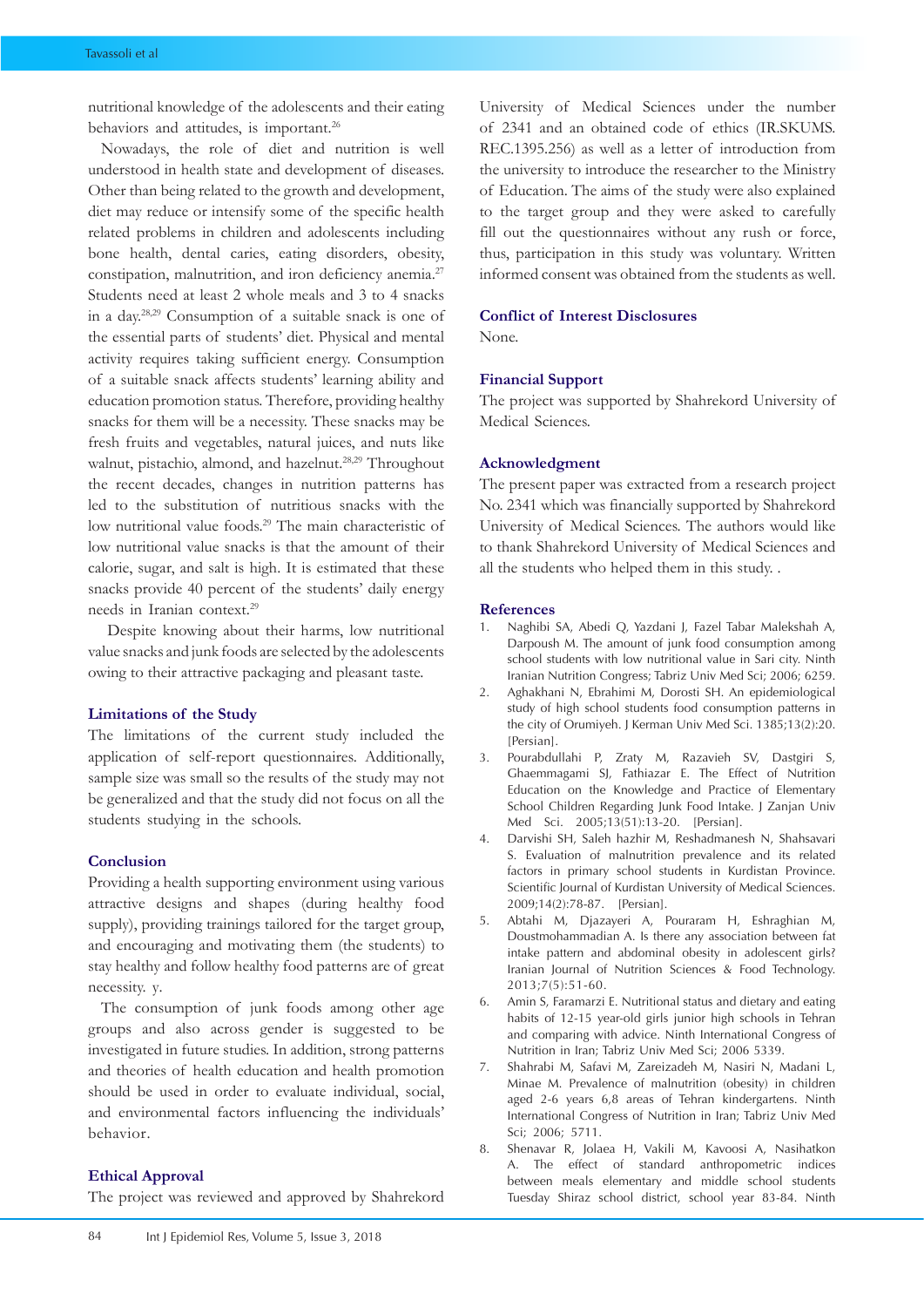nutritional knowledge of the adolescents and their eating behaviors and attitudes, is important.[26]

Nowadays, the role of diet and nutrition is well understood in health state and development of diseases. Other than being related to the growth and development, diet may reduce or intensify some of the specific health related problems in children and adolescents including bone health, dental caries, eating disorders, obesity, constipation, malnutrition, and iron deficiency anemia.[27] Students need at least 2 whole meals and 3 to 4 snacks in a day.[28,29] Consumption of a suitable snack is one of the essential parts of students' diet. Physical and mental activity requires taking sufficient energy. Consumption of a suitable snack affects students' learning ability and education promotion status. Therefore, providing healthy snacks for them will be a necessity. These snacks may be fresh fruits and vegetables, natural juices, and nuts like walnut, pistachio, almond, and hazelnut.[28,29] Throughout the recent decades, changes in nutrition patterns has led to the substitution of nutritious snacks with the low nutritional value foods.[29] The main characteristic of low nutritional value snacks is that the amount of their calorie, sugar, and salt is high. It is estimated that these snacks provide 40 percent of the students' daily energy needs in Iranian context.[29]

Despite knowing about their harms, low nutritional value snacks and junk foods are selected by the adolescents owing to their attractive packaging and pleasant taste.

## Limitations of the Study

The limitations of the current study included the application of self-report questionnaires. Additionally, sample size was small so the results of the study may not be generalized and that the study did not focus on all the students studying in the schools.

## Conclusion

Providing a health supporting environment using various attractive designs and shapes (during healthy food supply), providing trainings tailored for the target group, and encouraging and motivating them (the students) to stay healthy and follow healthy food patterns are of great necessity. y.

The consumption of junk foods among other age groups and also across gender is suggested to be investigated in future studies. In addition, strong patterns and theories of health education and health promotion should be used in order to evaluate individual, social, and environmental factors influencing the individuals' behavior.

## Ethical Approval

The project was reviewed and approved by Shahrekord University of Medical Sciences under the number of 2341 and an obtained code of ethics (IR.SKUMS.REC.1395.256) as well as a letter of introduction from the university to introduce the researcher to the Ministry of Education. The aims of the study were also explained to the target group and they were asked to carefully fill out the questionnaires without any rush or force, thus, participation in this study was voluntary. Written informed consent was obtained from the students as well.

## Conflict of Interest Disclosures

None.

## Financial Support

The project was supported by Shahrekord University of Medical Sciences.

## Acknowledgment

The present paper was extracted from a research project No. 2341 which was financially supported by Shahrekord University of Medical Sciences. The authors would like to thank Shahrekord University of Medical Sciences and all the students who helped them in this study. .

## References

1. Naghibi SA, Abedi Q, Yazdani J, Fazel Tabar Malekshah A, Darpoush M. The amount of junk food consumption among school students with low nutritional value in Sari city. Ninth Iranian Nutrition Congress; Tabriz Univ Med Sci; 2006; 6259.
2. Aghakhani N, Ebrahimi M, Dorosti SH. An epidemiological study of high school students food consumption patterns in the city of Orumiyeh. J Kerman Univ Med Sci. 1385;13(2):20. [Persian].
3. Pourabdullahi P, Zraty M, Razavieh SV, Dastgiri S, Ghaemmagami SJ, Fathiazar E. The Effect of Nutrition Education on the Knowledge and Practice of Elementary School Children Regarding Junk Food Intake. J Zanjan Univ Med Sci. 2005;13(51):13-20. [Persian].
4. Darvishi SH, Saleh hazhir M, Reshadmanesh N, Shahsavari S. Evaluation of malnutrition prevalence and its related factors in primary school students in Kurdistan Province. Scientific Journal of Kurdistan University of Medical Sciences. 2009;14(2):78-87. [Persian].
5. Abtahi M, Djazayeri A, Pouraram H, Eshraghian M, Doustmohammadian A. Is there any association between fat intake pattern and abdominal obesity in adolescent girls? Iranian Journal of Nutrition Sciences & Food Technology. 2013;7(5):51-60.
6. Amin S, Faramarzi E. Nutritional status and dietary and eating habits of 12-15 year-old girls junior high schools in Tehran and comparing with advice. Ninth International Congress of Nutrition in Iran; Tabriz Univ Med Sci; 2006 5339.
7. Shahrabi M, Safavi M, Zareizadeh M, Nasiri N, Madani L, Minae M. Prevalence of malnutrition (obesity) in children aged 2-6 years 6,8 areas of Tehran kindergartens. Ninth International Congress of Nutrition in Iran; Tabriz Univ Med Sci; 2006; 5711.
8. Shenavar R, Jolaea H, Vakili M, Kavoosi A, Nasihatkon A. The effect of standard anthropometric indices between meals elementary and middle school students Tuesday Shiraz school district, school year 83-84. Ninth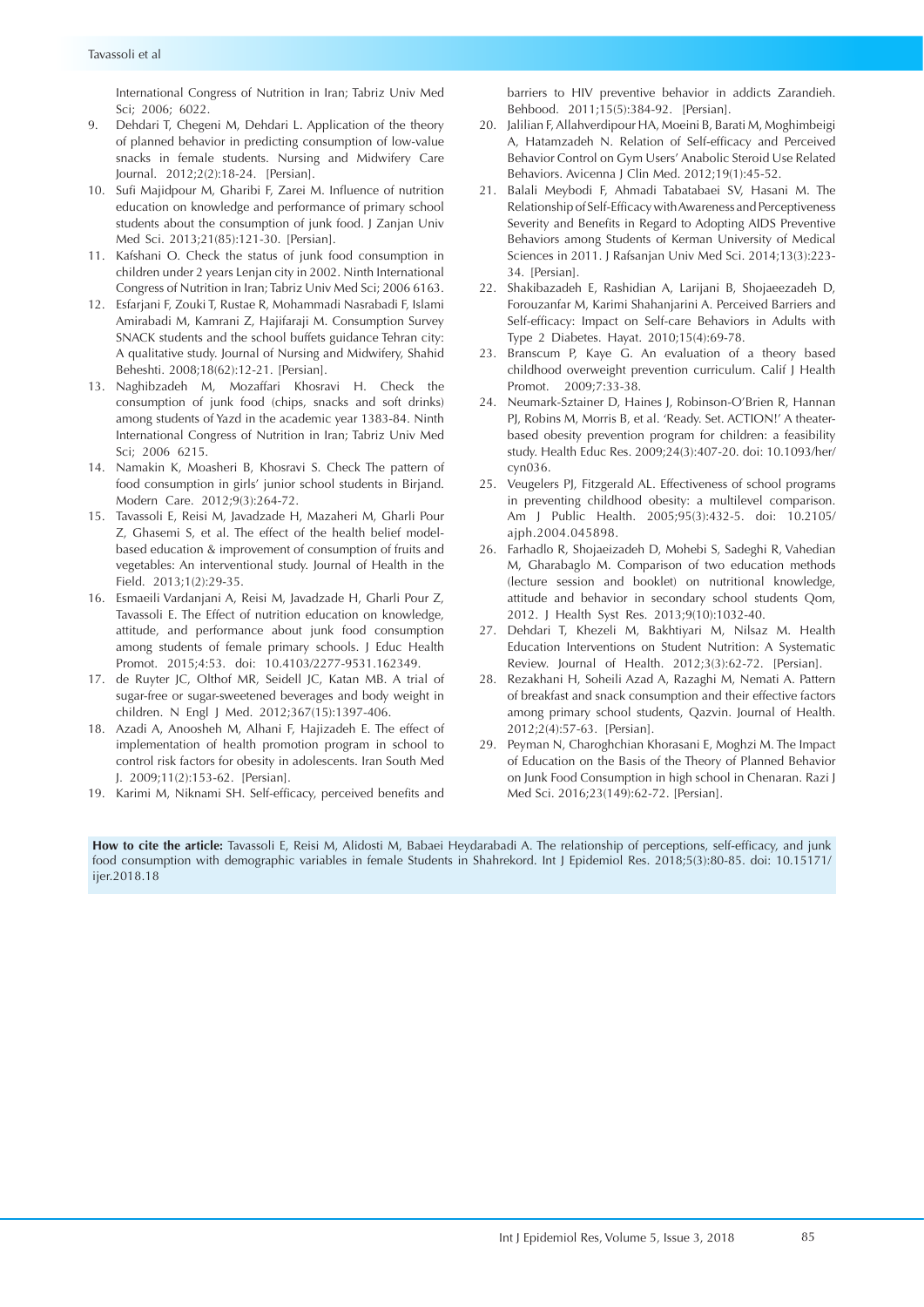International Congress of Nutrition in Iran; Tabriz Univ Med Sci; 2006; 6022.

9. Dehdari T, Chegeni M, Dehdari L. Application of the theory of planned behavior in predicting consumption of low-value snacks in female students. Nursing and Midwifery Care Journal. 2012;2(2):18-24. [Persian].
10. Sufi Majidpour M, Gharibi F, Zarei M. Influence of nutrition education on knowledge and performance of primary school students about the consumption of junk food. J Zanjan Univ Med Sci. 2013;21(85):121-30. [Persian].
11. Kafshani O. Check the status of junk food consumption in children under 2 years Lenjan city in 2002. Ninth International Congress of Nutrition in Iran; Tabriz Univ Med Sci; 2006 6163.
12. Esfarjani F, Zouki T, Rustae R, Mohammadi Nasrabadi F, Islami Amirabadi M, Kamrani Z, Hajifaraji M. Consumption Survey SNACK students and the school buffets guidance Tehran city: A qualitative study. Journal of Nursing and Midwifery, Shahid Beheshti. 2008;18(62):12-21. [Persian].
13. Naghibzadeh M, Mozaffari Khosravi H. Check the consumption of junk food (chips, snacks and soft drinks) among students of Yazd in the academic year 1383-84. Ninth International Congress of Nutrition in Iran; Tabriz Univ Med Sci; 2006 6215.
14. Namakin K, Moasheri B, Khosravi S. Check The pattern of food consumption in girls' junior school students in Birjand. Modern Care. 2012;9(3):264-72.
15. Tavassoli E, Reisi M, Javadzade H, Mazaheri M, Gharli Pour Z, Ghasemi S, et al. The effect of the health belief model-based education & improvement of consumption of fruits and vegetables: An interventional study. Journal of Health in the Field. 2013;1(2):29-35.
16. Esmaeili Vardanjani A, Reisi M, Javadzade H, Gharli Pour Z, Tavassoli E. The Effect of nutrition education on knowledge, attitude, and performance about junk food consumption among students of female primary schools. J Educ Health Promot. 2015;4:53. doi: 10.4103/2277-9531.162349.
17. de Ruyter JC, Olthof MR, Seidell JC, Katan MB. A trial of sugar-free or sugar-sweetened beverages and body weight in children. N Engl J Med. 2012;367(15):1397-406.
18. Azadi A, Anoosheh M, Alhani F, Hajizadeh E. The effect of implementation of health promotion program in school to control risk factors for obesity in adolescents. Iran South Med J. 2009;11(2):153-62. [Persian].
19. Karimi M, Niknami SH. Self-efficacy, perceived benefits and barriers to HIV preventive behavior in addicts Zarandieh. Behbood. 2011;15(5):384-92. [Persian].
20. Jalilian F, Allahverdipour HA, Moeini B, Barati M, Moghimbeigi A, Hatamzadeh N. Relation of Self-efficacy and Perceived Behavior Control on Gym Users' Anabolic Steroid Use Related Behaviors. Avicenna J Clin Med. 2012;19(1):45-52.
21. Balali Meybodi F, Ahmadi Tabatabaei SV, Hasani M. The Relationship of Self-Efficacy with Awareness and Perceptiveness Severity and Benefits in Regard to Adopting AIDS Preventive Behaviors among Students of Kerman University of Medical Sciences in 2011. J Rafsanjan Univ Med Sci. 2014;13(3):223-34. [Persian].
22. Shakibazadeh E, Rashidian A, Larijani B, Shojaeezadeh D, Forouzanfar M, Karimi Shahanjarini A. Perceived Barriers and Self-efficacy: Impact on Self-care Behaviors in Adults with Type 2 Diabetes. Hayat. 2010;15(4):69-78.
23. Branscum P, Kaye G. An evaluation of a theory based childhood overweight prevention curriculum. Calif J Health Promot. 2009;7:33-38.
24. Neumark-Sztainer D, Haines J, Robinson-O'Brien R, Hannan PJ, Robins M, Morris B, et al. 'Ready. Set. ACTION!' A theater-based obesity prevention program for children: a feasibility study. Health Educ Res. 2009;24(3):407-20. doi: 10.1093/her/cyn036.
25. Veugelers PJ, Fitzgerald AL. Effectiveness of school programs in preventing childhood obesity: a multilevel comparison. Am J Public Health. 2005;95(3):432-5. doi: 10.2105/ajph.2004.045898.
26. Farhadlo R, Shojaeizadeh D, Mohebi S, Sadeghi R, Vahedian M, Gharabaglo M. Comparison of two education methods (lecture session and booklet) on nutritional knowledge, attitude and behavior in secondary school students Qom, 2012. J Health Syst Res. 2013;9(10):1032-40.
27. Dehdari T, Khezeli M, Bakhtiyari M, Nilsaz M. Health Education Interventions on Student Nutrition: A Systematic Review. Journal of Health. 2012;3(3):62-72. [Persian].
28. Rezakhani H, Soheili Azad A, Razaghi M, Nemati A. Pattern of breakfast and snack consumption and their effective factors among primary school students, Qazvin. Journal of Health. 2012;2(4):57-63. [Persian].
29. Peyman N, Charoghchian Khorasani E, Moghzi M. The Impact of Education on the Basis of the Theory of Planned Behavior on Junk Food Consumption in high school in Chenaran. Razi J Med Sci. 2016;23(149):62-72. [Persian].

**How to cite the article:** Tavassoli E, Reisi M, Alidosti M, Babaei Heydarabadi A. The relationship of perceptions, self-efficacy, and junk food consumption with demographic variables in female Students in Shahrekord. Int J Epidemiol Res. 2018;5(3):80-85. doi: 10.15171/ijer.2018.18